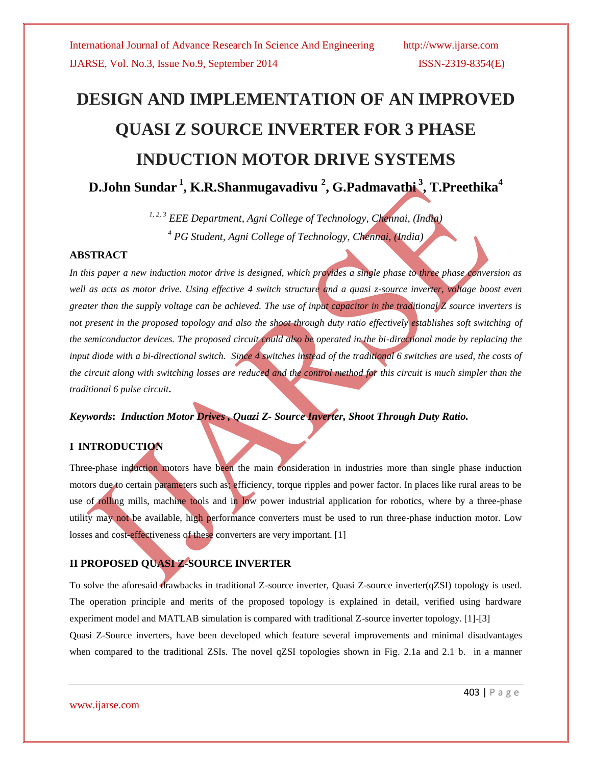# DESIGN AND IMPLEMENTATION OF AN IMPROVED QUASI Z SOURCE INVERTER FOR 3 PHASE INDUCTION MOTOR DRIVE SYSTEMS

**D.John Sundar [1], K.R.Shanmugavadivu [2], G.Padmavathi [3], T.Preethika[4]**

*[1, 2, 3] EEE Department, Agni College of Technology, Chennai, (India)*

*[4] PG Student, Agni College of Technology, Chennai, (India)*

## ABSTRACT

*In this paper a new induction motor drive is designed, which provides a single phase to three phase conversion as well as acts as motor drive. Using effective 4 switch structure and a quasi z-source inverter, voltage boost even greater than the supply voltage can be achieved. The use of input capacitor in the traditional Z source inverters is not present in the proposed topology and also the shoot through duty ratio effectively establishes soft switching of the semiconductor devices. The proposed circuit could also be operated in the bi-directional mode by replacing the input diode with a bi-directional switch. Since 4 switches instead of the traditional 6 switches are used, the costs of the circuit along with switching losses are reduced and the control method for this circuit is much simpler than the traditional 6 pulse circuit.*

***Keywords*: *Induction Motor Drives , Quazi Z- Source Inverter, Shoot Through Duty Ratio.***

## I INTRODUCTION

Three-phase induction motors have been the main consideration in industries more than single phase induction motors due to certain parameters such as; efficiency, torque ripples and power factor. In places like rural areas to be use of rolling mills, machine tools and in low power industrial application for robotics, where by a three-phase utility may not be available, high performance converters must be used to run three-phase induction motor. Low losses and cost-effectiveness of these converters are very important. [1]

## II PROPOSED QUASI Z-SOURCE INVERTER

To solve the aforesaid drawbacks in traditional Z-source inverter, Quasi Z-source inverter(qZSI) topology is used. The operation principle and merits of the proposed topology is explained in detail, verified using hardware experiment model and MATLAB simulation is compared with traditional Z-source inverter topology. [1]-[3]

Quasi Z-Source inverters, have been developed which feature several improvements and minimal disadvantages when compared to the traditional ZSIs. The novel qZSI topologies shown in Fig. 2.1a and 2.1 b. in a manner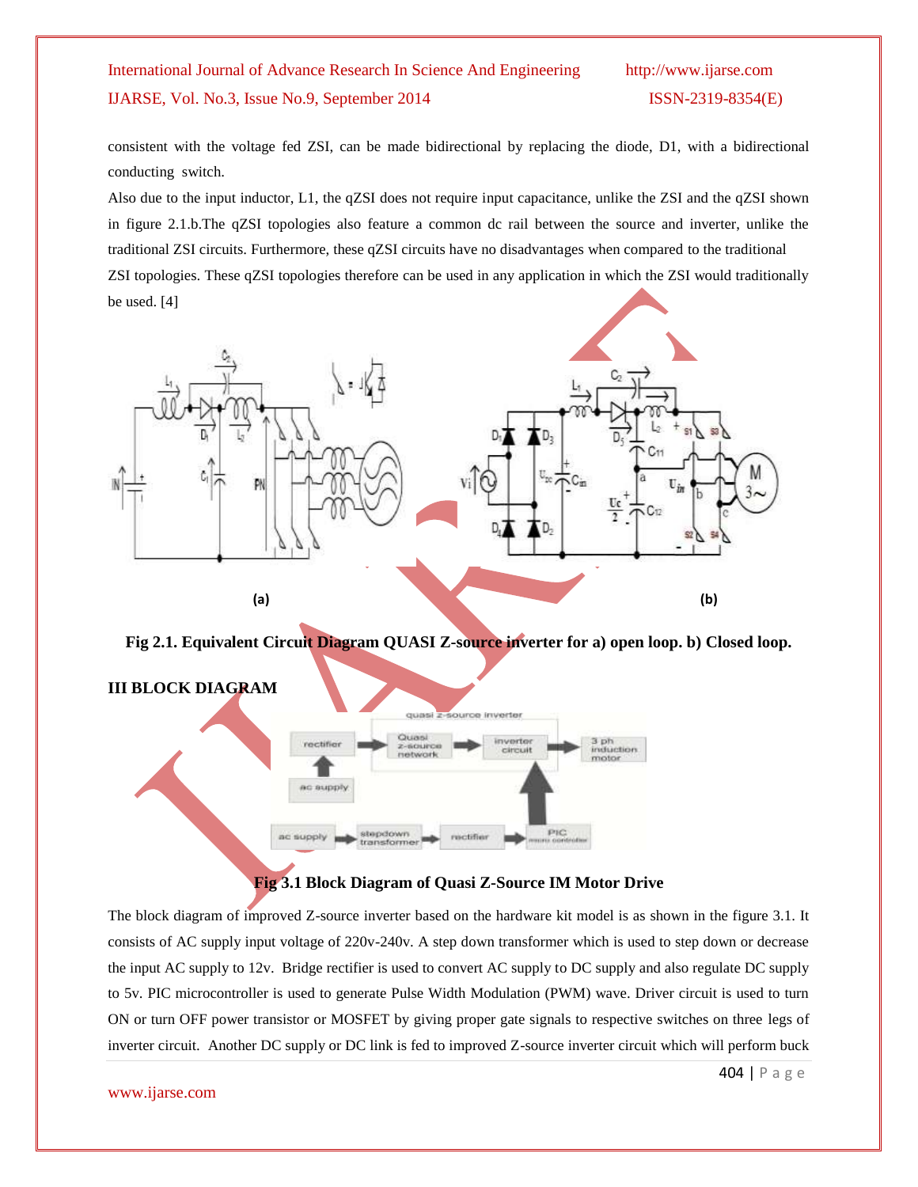consistent with the voltage fed ZSI, can be made bidirectional by replacing the diode, D1, with a bidirectional conducting switch.

Also due to the input inductor, L1, the qZSI does not require input capacitance, unlike the ZSI and the qZSI shown in figure 2.1.b.The qZSI topologies also feature a common dc rail between the source and inverter, unlike the traditional ZSI circuits. Furthermore, these qZSI circuits have no disadvantages when compared to the traditional ZSI topologies. These qZSI topologies therefore can be used in any application in which the ZSI would traditionally be used. [4]

(a) (b)

**Fig 2.1. Equivalent Circuit Diagram QUASI Z-source inverter for a) open loop. b) Closed loop.**

## III BLOCK DIAGRAM

**Fig 3.1 Block Diagram of Quasi Z-Source IM Motor Drive**

The block diagram of improved Z-source inverter based on the hardware kit model is as shown in the figure 3.1. It consists of AC supply input voltage of 220v-240v. A step down transformer which is used to step down or decrease the input AC supply to 12v. Bridge rectifier is used to convert AC supply to DC supply and also regulate DC supply to 5v. PIC microcontroller is used to generate Pulse Width Modulation (PWM) wave. Driver circuit is used to turn ON or turn OFF power transistor or MOSFET by giving proper gate signals to respective switches on three legs of inverter circuit. Another DC supply or DC link is fed to improved Z-source inverter circuit which will perform buck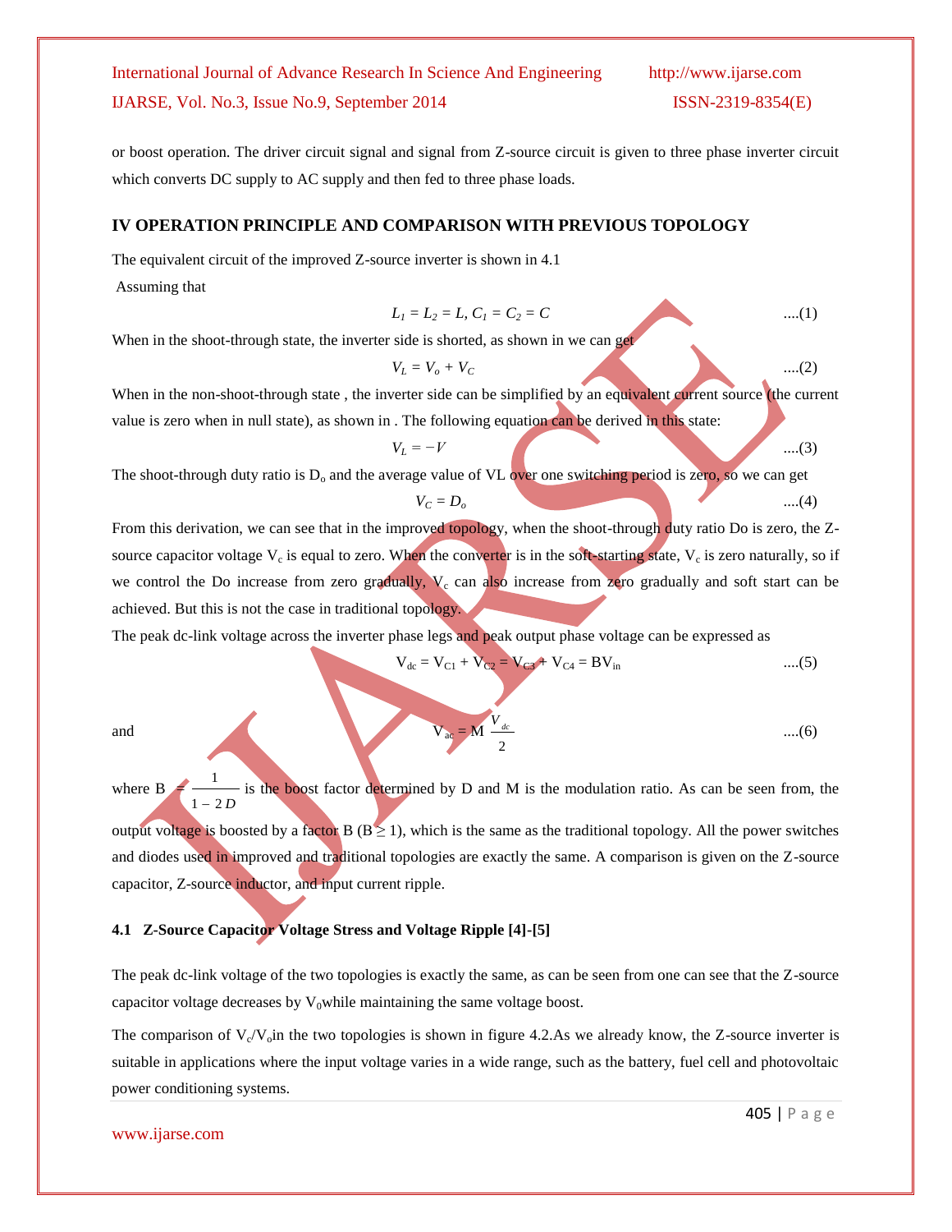or boost operation. The driver circuit signal and signal from Z-source circuit is given to three phase inverter circuit which converts DC supply to AC supply and then fed to three phase loads.

## IV OPERATION PRINCIPLE AND COMPARISON WITH PREVIOUS TOPOLOGY

The equivalent circuit of the improved Z-source inverter is shown in 4.1

Assuming that

$$L_1 = L_2 = L, C_1 = C_2 = C \quad ....(1)$$

When in the shoot-through state, the inverter side is shorted, as shown in we can get

$$V_L = V_o + V_C \quad ....(2)$$

When in the non-shoot-through state , the inverter side can be simplified by an equivalent current source (the current value is zero when in null state), as shown in . The following equation can be derived in this state:

$$V_L = -V \quad ....(3)$$

The shoot-through duty ratio is $D_o$ and the average value of VL over one switching period is zero, so we can get

$$V_C = D_o \quad ....(4)$$

From this derivation, we can see that in the improved topology, when the shoot-through duty ratio Do is zero, the Z-source capacitor voltage $V_c$ is equal to zero. When the converter is in the soft-starting state, $V_c$ is zero naturally, so if we control the Do increase from zero gradually, $V_c$ can also increase from zero gradually and soft start can be achieved. But this is not the case in traditional topology.

The peak dc-link voltage across the inverter phase legs and peak output phase voltage can be expressed as

$$V_{dc} = V_{C1} + V_{C2} = V_{C3} + V_{C4} = BV_{in} \quad ....(5)$$

and

$$V_{ac} = M \frac{V_{dc}}{2} \quad ....(6)$$

where $B = \frac{1}{1-2D}$ is the boost factor determined by D and M is the modulation ratio. As can be seen from, the output voltage is boosted by a factor B ($B \geq 1$), which is the same as the traditional topology. All the power switches and diodes used in improved and traditional topologies are exactly the same. A comparison is given on the Z-source capacitor, Z-source inductor, and input current ripple.

### 4.1 Z-Source Capacitor Voltage Stress and Voltage Ripple [4]-[5]

The peak dc-link voltage of the two topologies is exactly the same, as can be seen from one can see that the Z-source capacitor voltage decreases by $V_0$while maintaining the same voltage boost.

The comparison of $V_c/V_o$in the two topologies is shown in figure 4.2.As we already know, the Z-source inverter is suitable in applications where the input voltage varies in a wide range, such as the battery, fuel cell and photovoltaic power conditioning systems.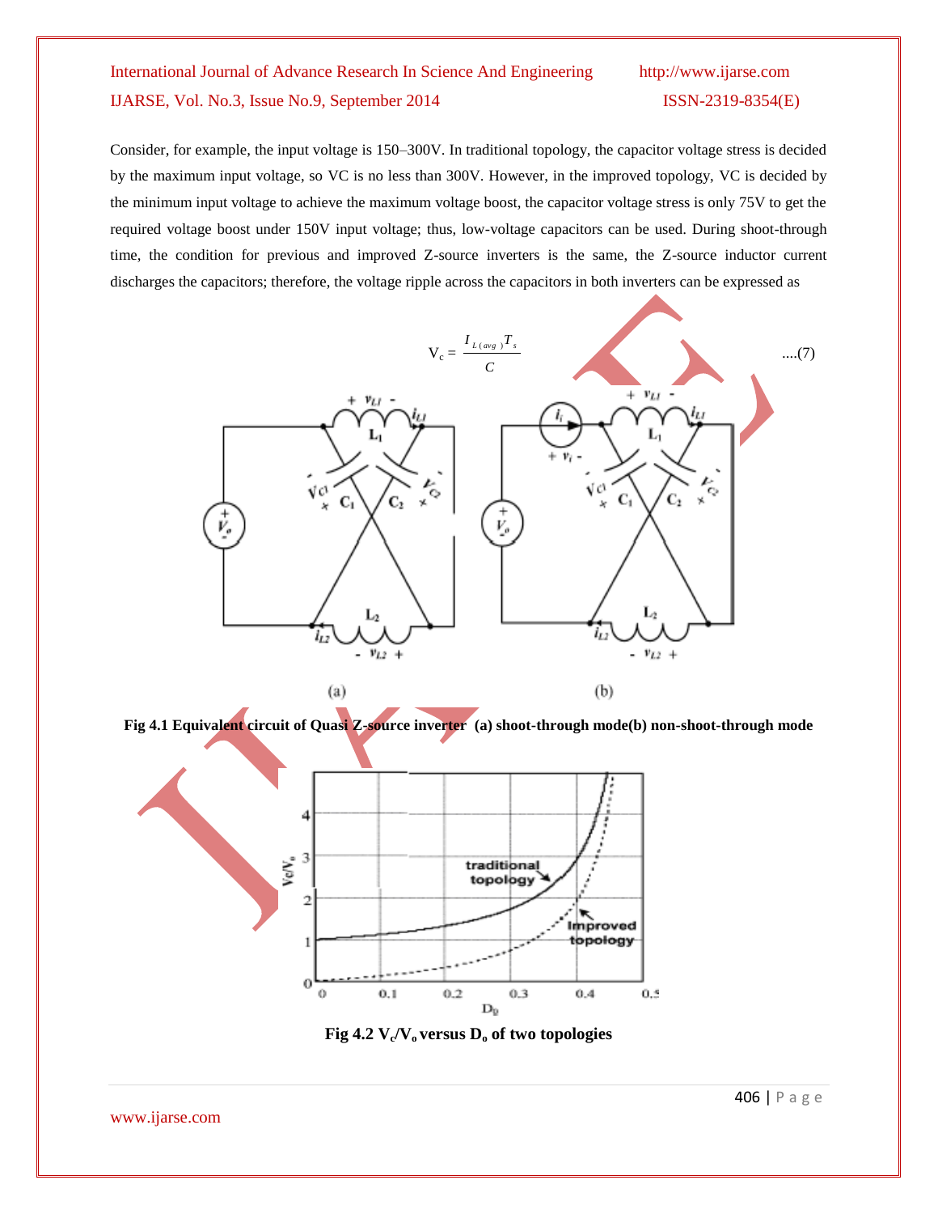Consider, for example, the input voltage is 150–300V. In traditional topology, the capacitor voltage stress is decided by the maximum input voltage, so VC is no less than 300V. However, in the improved topology, VC is decided by the minimum input voltage to achieve the maximum voltage boost, the capacitor voltage stress is only 75V to get the required voltage boost under 150V input voltage; thus, low-voltage capacitors can be used. During shoot-through time, the condition for previous and improved Z-source inverters is the same, the Z-source inductor current discharges the capacitors; therefore, the voltage ripple across the capacitors in both inverters can be expressed as

$$V_c = \frac{I_{L(avg)} T_s}{C} \qquad ....(7)$$

**Fig 4.1 Equivalent circuit of Quasi Z-source inverter (a) shoot-through mode(b) non-shoot-through mode**

**Fig 4.2 $V_c/V_o$ versus $D_o$ of two topologies**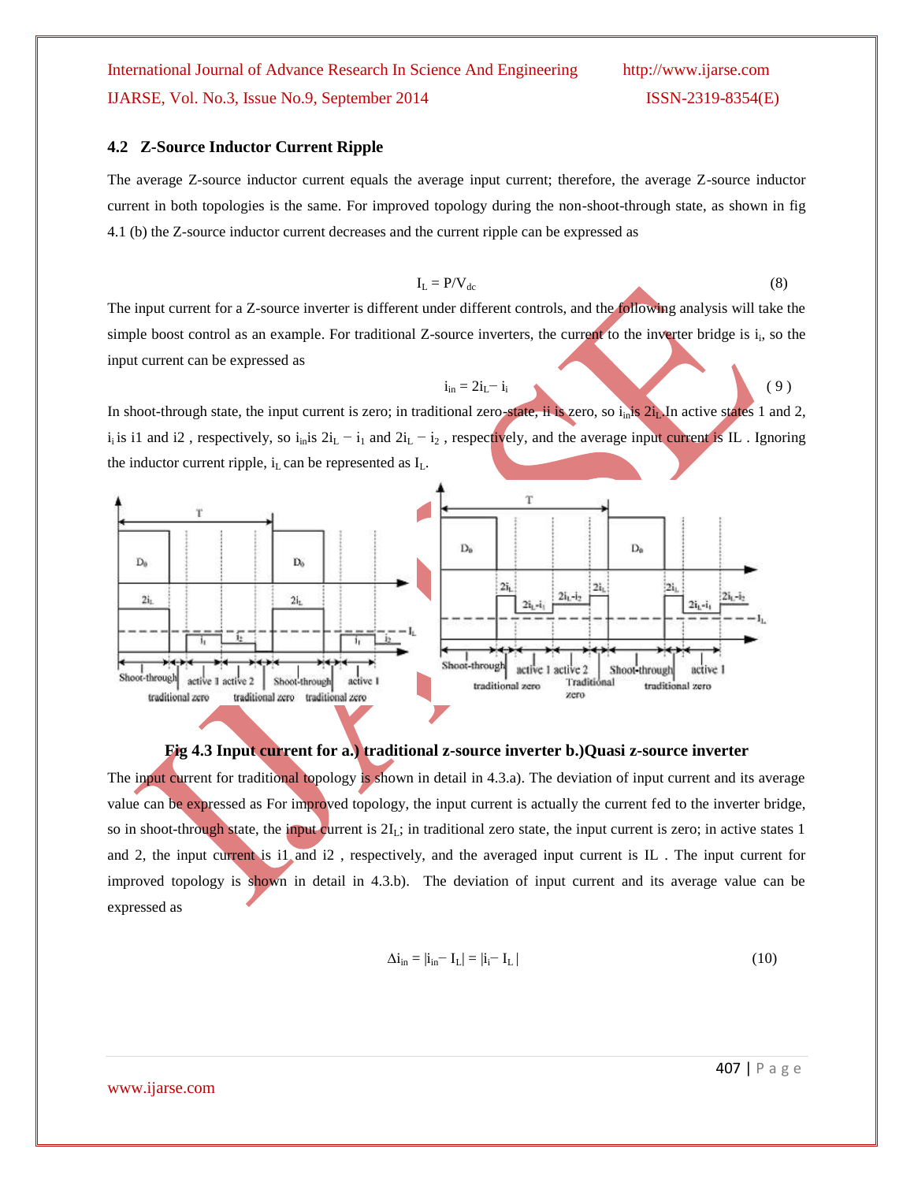### 4.2 Z-Source Inductor Current Ripple

The average Z-source inductor current equals the average input current; therefore, the average Z-source inductor current in both topologies is the same. For improved topology during the non-shoot-through state, as shown in fig 4.1 (b) the Z-source inductor current decreases and the current ripple can be expressed as

$$I_L = P/V_{dc} \tag{8}$$

The input current for a Z-source inverter is different under different controls, and the following analysis will take the simple boost control as an example. For traditional Z-source inverters, the current to the inverter bridge is $i_i$, so the input current can be expressed as

$$i_{in} = 2i_L - i_i \tag{9}$$

In shoot-through state, the input current is zero; in traditional zero-state, ii is zero, so $i_{in}$ is $2i_L$. In active states 1 and 2, $i_i$ is i1 and i2 , respectively, so $i_{in}$ is $2i_L - i_1$ and $2i_L - i_2$ , respectively, and the average input current is IL . Ignoring the inductor current ripple, $i_L$ can be represented as $I_L$.

**Fig 4.3 Input current for a.) traditional z-source inverter b.)Quasi z-source inverter**

The input current for traditional topology is shown in detail in 4.3.a). The deviation of input current and its average value can be expressed as For improved topology, the input current is actually the current fed to the inverter bridge, so in shoot-through state, the input current is $2I_L$; in traditional zero state, the input current is zero; in active states 1 and 2, the input current is i1 and i2 , respectively, and the averaged input current is IL . The input current for improved topology is shown in detail in 4.3.b). The deviation of input current and its average value can be expressed as

$$\Delta i_{in} = |i_{in} - I_L| = |i_i - I_L| \tag{10}$$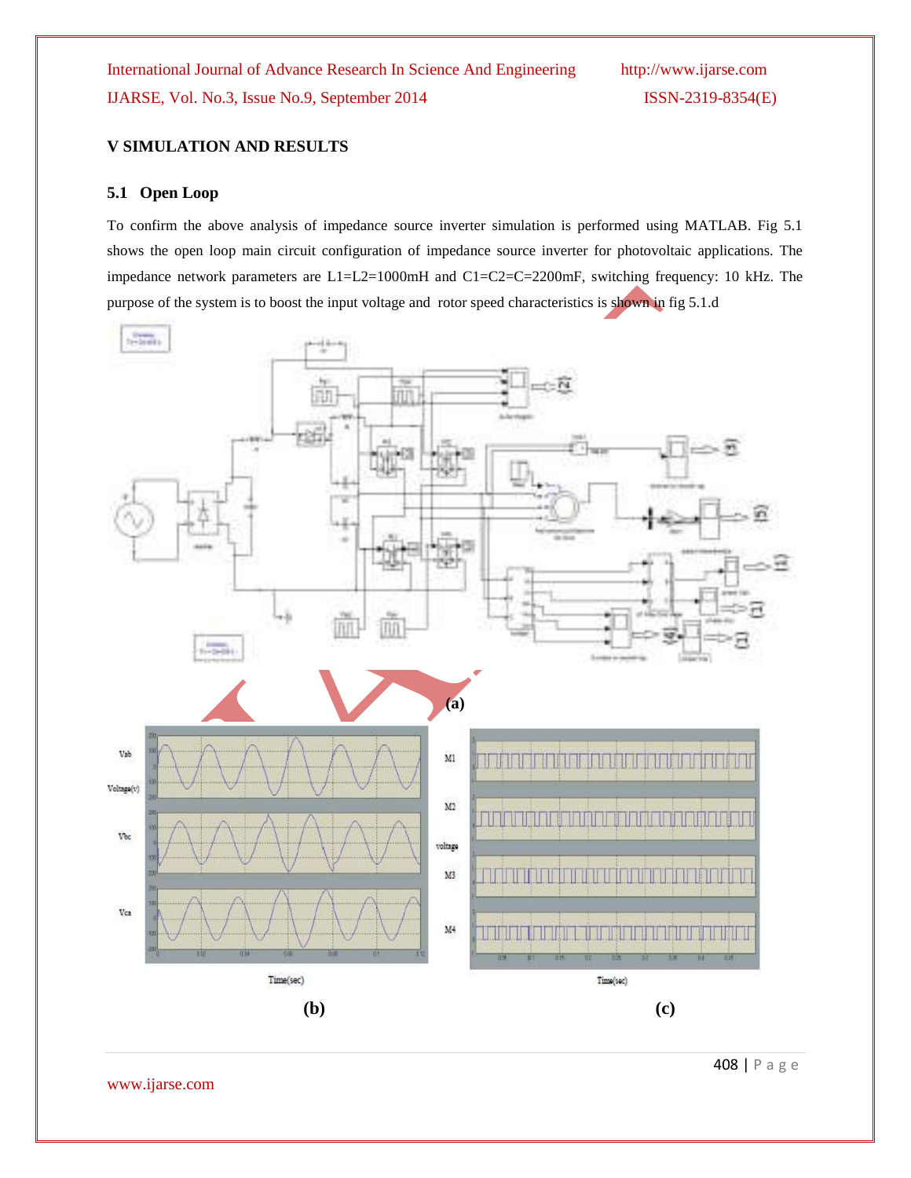## V SIMULATION AND RESULTS

### 5.1 Open Loop

To confirm the above analysis of impedance source inverter simulation is performed using MATLAB. Fig 5.1 shows the open loop main circuit configuration of impedance source inverter for photovoltaic applications. The impedance network parameters are L1=L2=1000mH and C1=C2=C=2200mF, switching frequency: 10 kHz. The purpose of the system is to boost the input voltage and rotor speed characteristics is shown in fig 5.1.d

(a)

(b)

(c)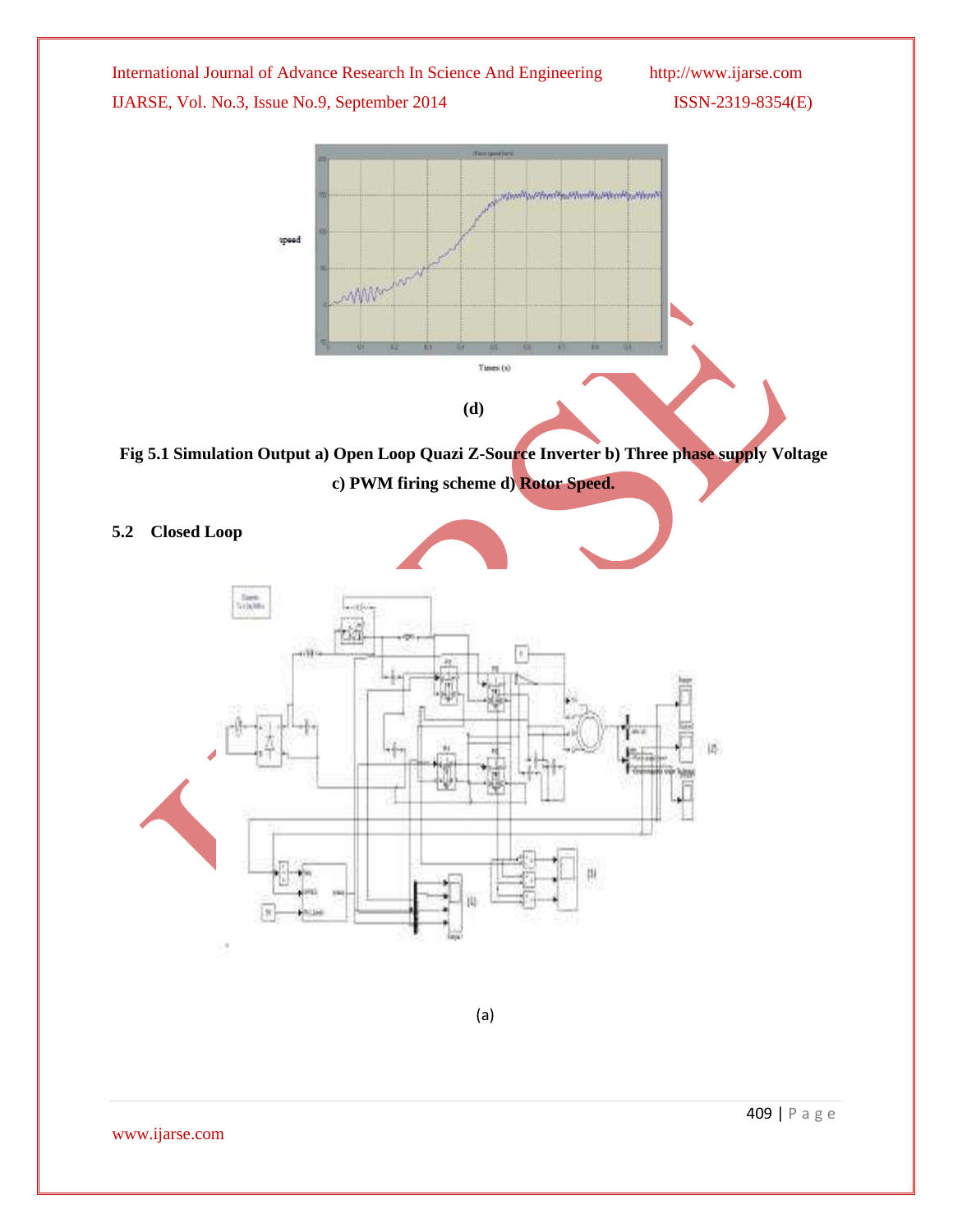(d)

**Fig 5.1 Simulation Output a) Open Loop Quazi Z-Source Inverter b) Three phase supply Voltage c) PWM firing scheme d) Rotor Speed.**

## 5.2 Closed Loop

(a)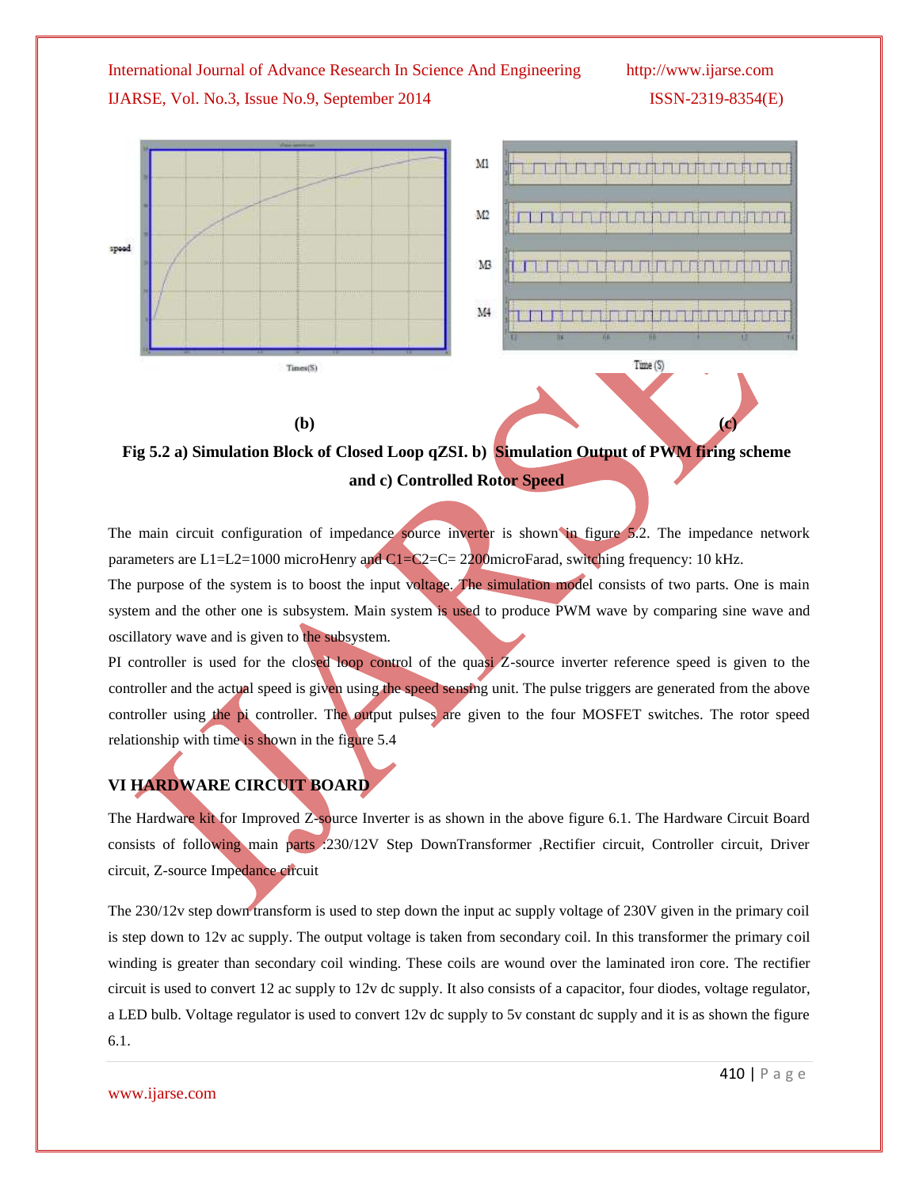(b) (c)

**Fig 5.2 a) Simulation Block of Closed Loop qZSI. b) Simulation Output of PWM firing scheme and c) Controlled Rotor Speed**

The main circuit configuration of impedance source inverter is shown in figure 5.2. The impedance network parameters are L1=L2=1000 microHenry and C1=C2=C= 2200microFarad, switching frequency: 10 kHz.

The purpose of the system is to boost the input voltage. The simulation model consists of two parts. One is main system and the other one is subsystem. Main system is used to produce PWM wave by comparing sine wave and oscillatory wave and is given to the subsystem.

PI controller is used for the closed loop control of the quasi Z-source inverter reference speed is given to the controller and the actual speed is given using the speed sensing unit. The pulse triggers are generated from the above controller using the pi controller. The output pulses are given to the four MOSFET switches. The rotor speed relationship with time is shown in the figure 5.4

## VI HARDWARE CIRCUIT BOARD

The Hardware kit for Improved Z-source Inverter is as shown in the above figure 6.1. The Hardware Circuit Board consists of following main parts :230/12V Step DownTransformer ,Rectifier circuit, Controller circuit, Driver circuit, Z-source Impedance circuit

The 230/12v step down transform is used to step down the input ac supply voltage of 230V given in the primary coil is step down to 12v ac supply. The output voltage is taken from secondary coil. In this transformer the primary coil winding is greater than secondary coil winding. These coils are wound over the laminated iron core. The rectifier circuit is used to convert 12 ac supply to 12v dc supply. It also consists of a capacitor, four diodes, voltage regulator, a LED bulb. Voltage regulator is used to convert 12v dc supply to 5v constant dc supply and it is as shown the figure 6.1.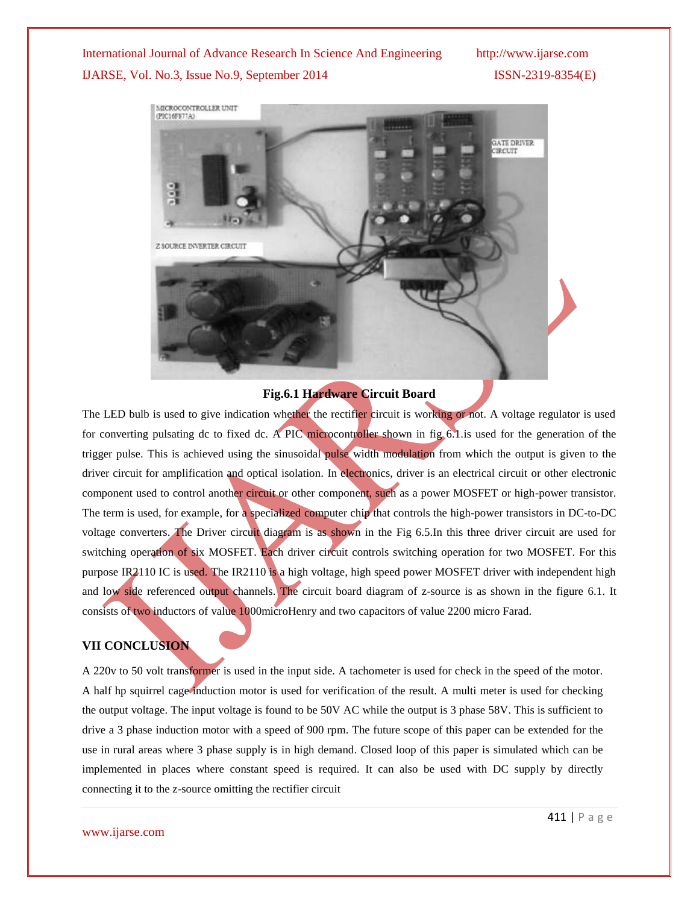Fig.6.1 Hardware Circuit Board

The LED bulb is used to give indication whether the rectifier circuit is working or not. A voltage regulator is used for converting pulsating dc to fixed dc. A PIC microcontroller shown in fig 6.1.is used for the generation of the trigger pulse. This is achieved using the sinusoidal pulse width modulation from which the output is given to the driver circuit for amplification and optical isolation. In electronics, driver is an electrical circuit or other electronic component used to control another circuit or other component, such as a power MOSFET or high-power transistor. The term is used, for example, for a specialized computer chip that controls the high-power transistors in DC-to-DC voltage converters. The Driver circuit diagram is as shown in the Fig 6.5.In this three driver circuit are used for switching operation of six MOSFET. Each driver circuit controls switching operation for two MOSFET. For this purpose IR2110 IC is used. The IR2110 is a high voltage, high speed power MOSFET driver with independent high and low side referenced output channels. The circuit board diagram of z-source is as shown in the figure 6.1. It consists of two inductors of value 1000microHenry and two capacitors of value 2200 micro Farad.

## VII CONCLUSION

A 220v to 50 volt transformer is used in the input side. A tachometer is used for check in the speed of the motor. A half hp squirrel cage induction motor is used for verification of the result. A multi meter is used for checking the output voltage. The input voltage is found to be 50V AC while the output is 3 phase 58V. This is sufficient to drive a 3 phase induction motor with a speed of 900 rpm. The future scope of this paper can be extended for the use in rural areas where 3 phase supply is in high demand. Closed loop of this paper is simulated which can be implemented in places where constant speed is required. It can also be used with DC supply by directly connecting it to the z-source omitting the rectifier circuit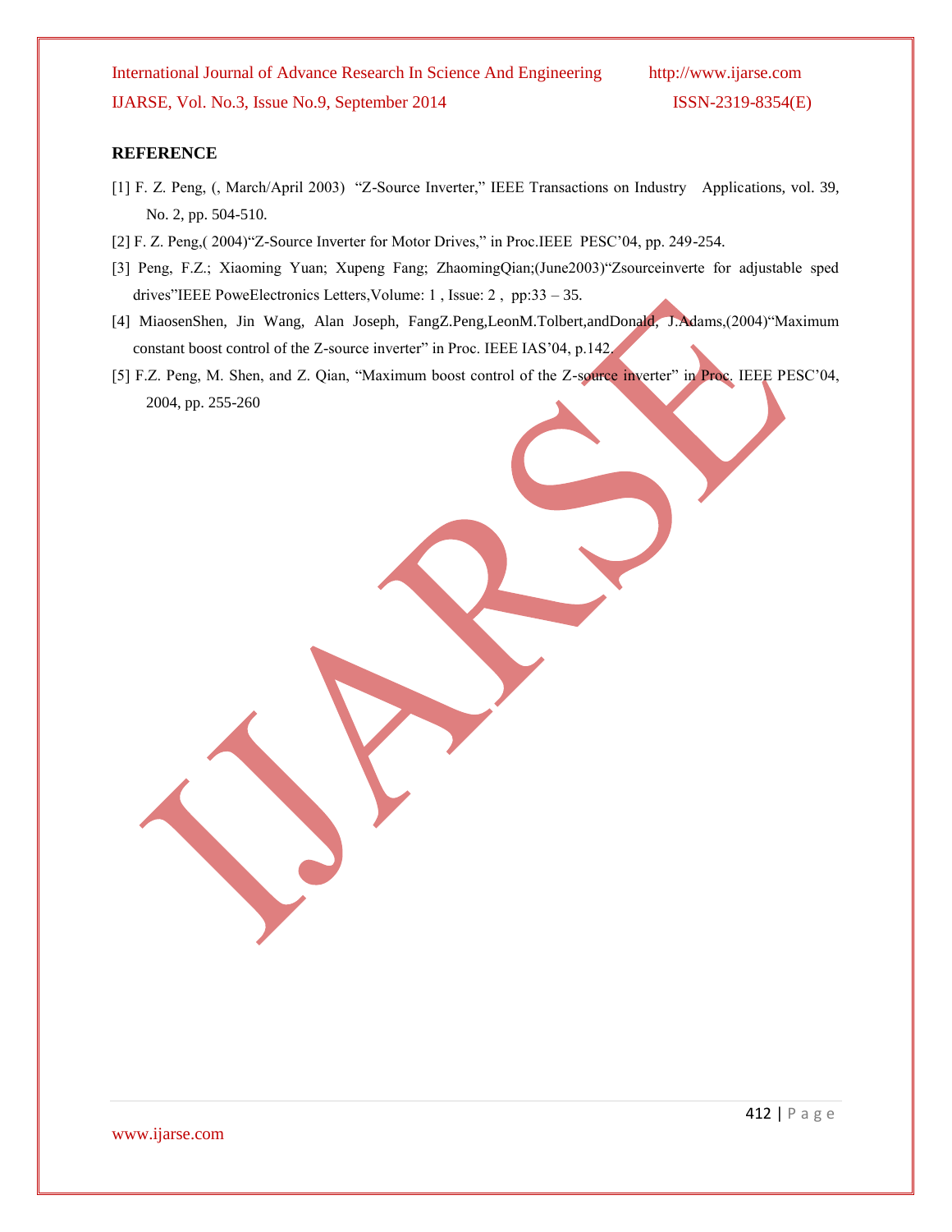**REFERENCE**

[1] F. Z. Peng, (, March/April 2003) "Z-Source Inverter," IEEE Transactions on Industry Applications, vol. 39, No. 2, pp. 504-510.

[2] F. Z. Peng,( 2004)"Z-Source Inverter for Motor Drives," in Proc.IEEE PESC'04, pp. 249-254.

[3] Peng, F.Z.; Xiaoming Yuan; Xupeng Fang; ZhaomingQian;(June2003)"Zsourceinverte for adjustable sped drives"IEEE PoweElectronics Letters,Volume: 1 , Issue: 2 , pp:33 – 35.

[4] MiaosenShen, Jin Wang, Alan Joseph, FangZ.Peng,LeonM.Tolbert,andDonald, J.Adams,(2004)"Maximum constant boost control of the Z-source inverter" in Proc. IEEE IAS'04, p.142.

[5] F.Z. Peng, M. Shen, and Z. Qian, "Maximum boost control of the Z-source inverter" in Proc. IEEE PESC'04, 2004, pp. 255-260